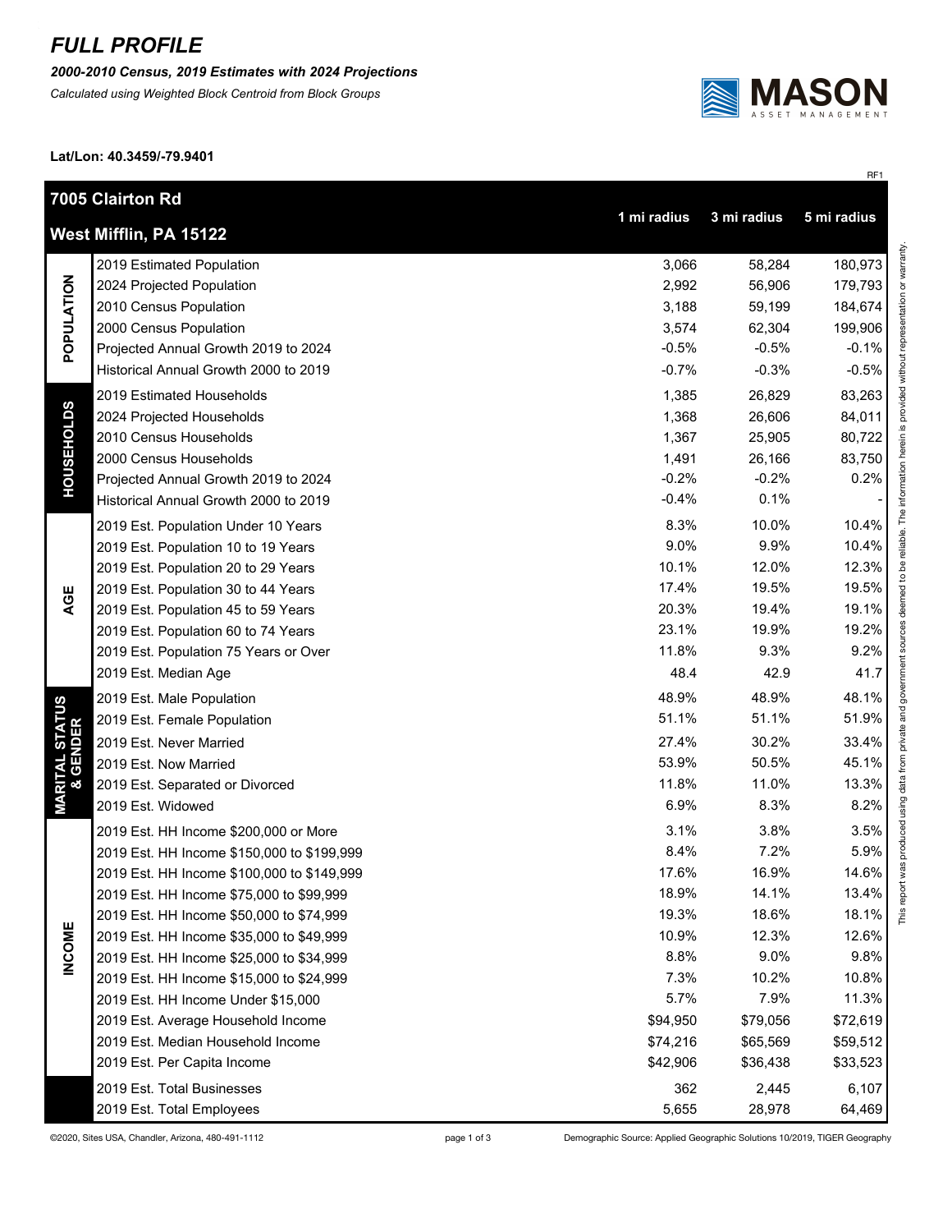# FULL PROFILE

***2000-2010 Census, 2019 Estimates with 2024 Projections***

*Calculated using Weighted Block Centroid from Block Groups*

**Lat/Lon: 40.3459/-79.9401**

RF1

| | 7005 Clairton Rd<br>West Mifflin, PA 15122 | 1 mi radius | 3 mi radius | 5 mi radius |
|---|---|---|---|---|
| POPULATION | 2019 Estimated Population | 3,066 | 58,284 | 180,973 |
| | 2024 Projected Population | 2,992 | 56,906 | 179,793 |
| | 2010 Census Population | 3,188 | 59,199 | 184,674 |
| | 2000 Census Population | 3,574 | 62,304 | 199,906 |
| | Projected Annual Growth 2019 to 2024 | -0.5% | -0.5% | -0.1% |
| | Historical Annual Growth 2000 to 2019 | -0.7% | -0.3% | -0.5% |
| HOUSEHOLDS | 2019 Estimated Households | 1,385 | 26,829 | 83,263 |
| | 2024 Projected Households | 1,368 | 26,606 | 84,011 |
| | 2010 Census Households | 1,367 | 25,905 | 80,722 |
| | 2000 Census Households | 1,491 | 26,166 | 83,750 |
| | Projected Annual Growth 2019 to 2024 | -0.2% | -0.2% | 0.2% |
| | Historical Annual Growth 2000 to 2019 | -0.4% | 0.1% | - |
| AGE | 2019 Est. Population Under 10 Years | 8.3% | 10.0% | 10.4% |
| | 2019 Est. Population 10 to 19 Years | 9.0% | 9.9% | 10.4% |
| | 2019 Est. Population 20 to 29 Years | 10.1% | 12.0% | 12.3% |
| | 2019 Est. Population 30 to 44 Years | 17.4% | 19.5% | 19.5% |
| | 2019 Est. Population 45 to 59 Years | 20.3% | 19.4% | 19.1% |
| | 2019 Est. Population 60 to 74 Years | 23.1% | 19.9% | 19.2% |
| | 2019 Est. Population 75 Years or Over | 11.8% | 9.3% | 9.2% |
| | 2019 Est. Median Age | 48.4 | 42.9 | 41.7 |
| MARITAL STATUS & GENDER | 2019 Est. Male Population | 48.9% | 48.9% | 48.1% |
| | 2019 Est. Female Population | 51.1% | 51.1% | 51.9% |
| | 2019 Est. Never Married | 27.4% | 30.2% | 33.4% |
| | 2019 Est. Now Married | 53.9% | 50.5% | 45.1% |
| | 2019 Est. Separated or Divorced | 11.8% | 11.0% | 13.3% |
| | 2019 Est. Widowed | 6.9% | 8.3% | 8.2% |
| INCOME | 2019 Est. HH Income $200,000 or More | 3.1% | 3.8% | 3.5% |
| | 2019 Est. HH Income $150,000 to $199,999 | 8.4% | 7.2% | 5.9% |
| | 2019 Est. HH Income $100,000 to $149,999 | 17.6% | 16.9% | 14.6% |
| | 2019 Est. HH Income $75,000 to $99,999 | 18.9% | 14.1% | 13.4% |
| | 2019 Est. HH Income $50,000 to $74,999 | 19.3% | 18.6% | 18.1% |
| | 2019 Est. HH Income $35,000 to $49,999 | 10.9% | 12.3% | 12.6% |
| | 2019 Est. HH Income $25,000 to $34,999 | 8.8% | 9.0% | 9.8% |
| | 2019 Est. HH Income $15,000 to $24,999 | 7.3% | 10.2% | 10.8% |
| | 2019 Est. HH Income Under $15,000 | 5.7% | 7.9% | 11.3% |
| | 2019 Est. Average Household Income | $94,950 | $79,056 | $72,619 |
| | 2019 Est. Median Household Income | $74,216 | $65,569 | $59,512 |
| | 2019 Est. Per Capita Income | $42,906 | $36,438 | $33,523 |
| | 2019 Est. Total Businesses | 362 | 2,445 | 6,107 |
| | 2019 Est. Total Employees | 5,655 | 28,978 | 64,469 |

This report was produced using data from private and government sources deemed to be reliable. The information herein is provided without representation or warranty.

©2020, Sites USA, Chandler, Arizona, 480-491-1112

Demographic Source: Applied Geographic Solutions 10/2019, TIGER Geography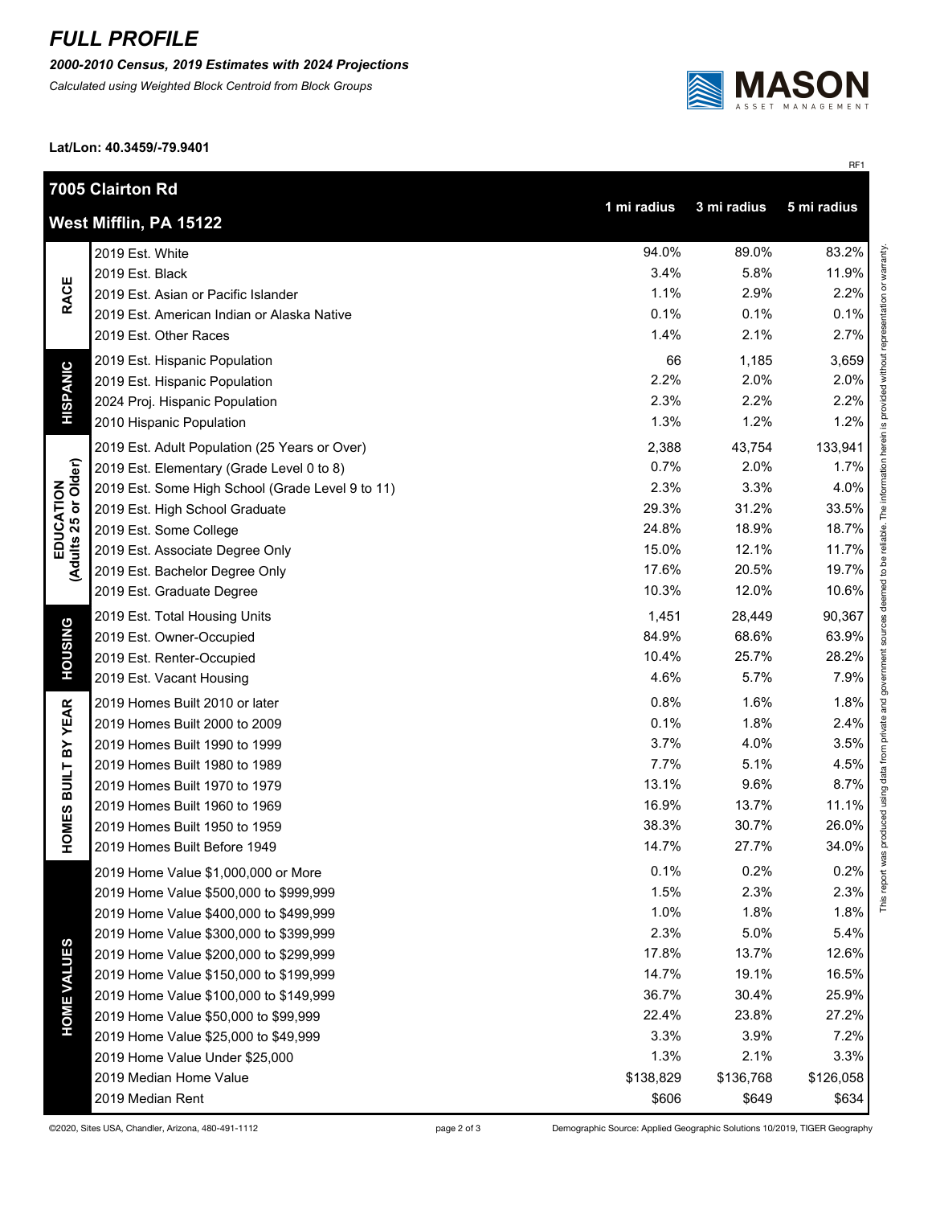# *FULL PROFILE*

***2000-2010 Census, 2019 Estimates with 2024 Projections***

*Calculated using Weighted Block Centroid from Block Groups*

**Lat/Lon: 40.3459/-79.9401**

RF1

| **7005 Clairton Rd West Mifflin, PA 15122** | | **1 mi radius** | **3 mi radius** | **5 mi radius** |
|---|---|---|---|---|
| **RACE** | 2019 Est. White | 94.0% | 89.0% | 83.2% |
| | 2019 Est. Black | 3.4% | 5.8% | 11.9% |
| | 2019 Est. Asian or Pacific Islander | 1.1% | 2.9% | 2.2% |
| | 2019 Est. American Indian or Alaska Native | 0.1% | 0.1% | 0.1% |
| | 2019 Est. Other Races | 1.4% | 2.1% | 2.7% |
| **HISPANIC** | 2019 Est. Hispanic Population | 66 | 1,185 | 3,659 |
| | 2019 Est. Hispanic Population | 2.2% | 2.0% | 2.0% |
| | 2024 Proj. Hispanic Population | 2.3% | 2.2% | 2.2% |
| | 2010 Hispanic Population | 1.3% | 1.2% | 1.2% |
| **EDUCATION (Adults 25 or Older)** | 2019 Est. Adult Population (25 Years or Over) | 2,388 | 43,754 | 133,941 |
| | 2019 Est. Elementary (Grade Level 0 to 8) | 0.7% | 2.0% | 1.7% |
| | 2019 Est. Some High School (Grade Level 9 to 11) | 2.3% | 3.3% | 4.0% |
| | 2019 Est. High School Graduate | 29.3% | 31.2% | 33.5% |
| | 2019 Est. Some College | 24.8% | 18.9% | 18.7% |
| | 2019 Est. Associate Degree Only | 15.0% | 12.1% | 11.7% |
| | 2019 Est. Bachelor Degree Only | 17.6% | 20.5% | 19.7% |
| | 2019 Est. Graduate Degree | 10.3% | 12.0% | 10.6% |
| **HOUSING** | 2019 Est. Total Housing Units | 1,451 | 28,449 | 90,367 |
| | 2019 Est. Owner-Occupied | 84.9% | 68.6% | 63.9% |
| | 2019 Est. Renter-Occupied | 10.4% | 25.7% | 28.2% |
| | 2019 Est. Vacant Housing | 4.6% | 5.7% | 7.9% |
| **HOMES BUILT BY YEAR** | 2019 Homes Built 2010 or later | 0.8% | 1.6% | 1.8% |
| | 2019 Homes Built 2000 to 2009 | 0.1% | 1.8% | 2.4% |
| | 2019 Homes Built 1990 to 1999 | 3.7% | 4.0% | 3.5% |
| | 2019 Homes Built 1980 to 1989 | 7.7% | 5.1% | 4.5% |
| | 2019 Homes Built 1970 to 1979 | 13.1% | 9.6% | 8.7% |
| | 2019 Homes Built 1960 to 1969 | 16.9% | 13.7% | 11.1% |
| | 2019 Homes Built 1950 to 1959 | 38.3% | 30.7% | 26.0% |
| | 2019 Homes Built Before 1949 | 14.7% | 27.7% | 34.0% |
| **HOME VALUES** | 2019 Home Value $1,000,000 or More | 0.1% | 0.2% | 0.2% |
| | 2019 Home Value $500,000 to $999,999 | 1.5% | 2.3% | 2.3% |
| | 2019 Home Value $400,000 to $499,999 | 1.0% | 1.8% | 1.8% |
| | 2019 Home Value $300,000 to $399,999 | 2.3% | 5.0% | 5.4% |
| | 2019 Home Value $200,000 to $299,999 | 17.8% | 13.7% | 12.6% |
| | 2019 Home Value $150,000 to $199,999 | 14.7% | 19.1% | 16.5% |
| | 2019 Home Value $100,000 to $149,999 | 36.7% | 30.4% | 25.9% |
| | 2019 Home Value $50,000 to $99,999 | 22.4% | 23.8% | 27.2% |
| | 2019 Home Value $25,000 to $49,999 | 3.3% | 3.9% | 7.2% |
| | 2019 Home Value Under $25,000 | 1.3% | 2.1% | 3.3% |
| | 2019 Median Home Value | $138,829 | $136,768 | $126,058 |
| | 2019 Median Rent | $606 | $649 | $634 |

This report was produced using data from private and government sources deemed to be reliable. The information herein is provided without representation or warranty.

©2020, Sites USA, Chandler, Arizona, 480-491-1112

Demographic Source: Applied Geographic Solutions 10/2019, TIGER Geography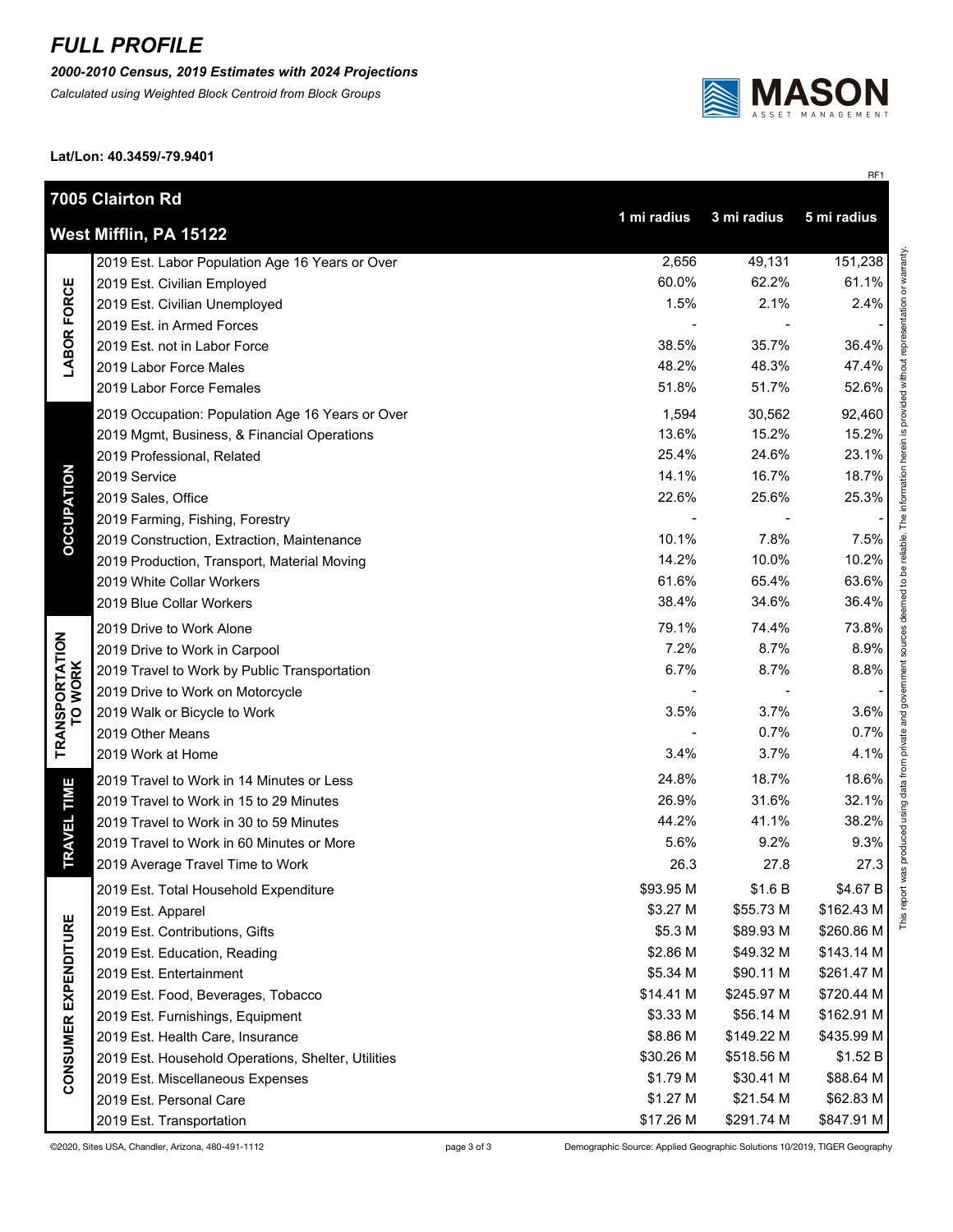# *FULL PROFILE*

***2000-2010 Census, 2019 Estimates with 2024 Projections***

*Calculated using Weighted Block Centroid from Block Groups*

**Lat/Lon: 40.3459/-79.9401**

RF1

| 7005 Clairton Rd<br>West Mifflin, PA 15122 | | 1 mi radius | 3 mi radius | 5 mi radius |
|---|---|---|---|---|
| LABOR FORCE | 2019 Est. Labor Population Age 16 Years or Over | 2,656 | 49,131 | 151,238 |
| | 2019 Est. Civilian Employed | 60.0% | 62.2% | 61.1% |
| | 2019 Est. Civilian Unemployed | 1.5% | 2.1% | 2.4% |
| | 2019 Est. in Armed Forces | - | - | - |
| | 2019 Est. not in Labor Force | 38.5% | 35.7% | 36.4% |
| | 2019 Labor Force Males | 48.2% | 48.3% | 47.4% |
| | 2019 Labor Force Females | 51.8% | 51.7% | 52.6% |
| OCCUPATION | 2019 Occupation: Population Age 16 Years or Over | 1,594 | 30,562 | 92,460 |
| | 2019 Mgmt, Business, & Financial Operations | 13.6% | 15.2% | 15.2% |
| | 2019 Professional, Related | 25.4% | 24.6% | 23.1% |
| | 2019 Service | 14.1% | 16.7% | 18.7% |
| | 2019 Sales, Office | 22.6% | 25.6% | 25.3% |
| | 2019 Farming, Fishing, Forestry | - | - | - |
| | 2019 Construction, Extraction, Maintenance | 10.1% | 7.8% | 7.5% |
| | 2019 Production, Transport, Material Moving | 14.2% | 10.0% | 10.2% |
| | 2019 White Collar Workers | 61.6% | 65.4% | 63.6% |
| | 2019 Blue Collar Workers | 38.4% | 34.6% | 36.4% |
| TRANSPORTATION TO WORK | 2019 Drive to Work Alone | 79.1% | 74.4% | 73.8% |
| | 2019 Drive to Work in Carpool | 7.2% | 8.7% | 8.9% |
| | 2019 Travel to Work by Public Transportation | 6.7% | 8.7% | 8.8% |
| | 2019 Drive to Work on Motorcycle | - | - | - |
| | 2019 Walk or Bicycle to Work | 3.5% | 3.7% | 3.6% |
| | 2019 Other Means | - | 0.7% | 0.7% |
| | 2019 Work at Home | 3.4% | 3.7% | 4.1% |
| TRAVEL TIME | 2019 Travel to Work in 14 Minutes or Less | 24.8% | 18.7% | 18.6% |
| | 2019 Travel to Work in 15 to 29 Minutes | 26.9% | 31.6% | 32.1% |
| | 2019 Travel to Work in 30 to 59 Minutes | 44.2% | 41.1% | 38.2% |
| | 2019 Travel to Work in 60 Minutes or More | 5.6% | 9.2% | 9.3% |
| | 2019 Average Travel Time to Work | 26.3 | 27.8 | 27.3 |
| CONSUMER EXPENDITURE | 2019 Est. Total Household Expenditure | $93.95 M | $1.6 B | $4.67 B |
| | 2019 Est. Apparel | $3.27 M | $55.73 M | $162.43 M |
| | 2019 Est. Contributions, Gifts | $5.3 M | $89.93 M | $260.86 M |
| | 2019 Est. Education, Reading | $2.86 M | $49.32 M | $143.14 M |
| | 2019 Est. Entertainment | $5.34 M | $90.11 M | $261.47 M |
| | 2019 Est. Food, Beverages, Tobacco | $14.41 M | $245.97 M | $720.44 M |
| | 2019 Est. Furnishings, Equipment | $3.33 M | $56.14 M | $162.91 M |
| | 2019 Est. Health Care, Insurance | $8.86 M | $149.22 M | $435.99 M |
| | 2019 Est. Household Operations, Shelter, Utilities | $30.26 M | $518.56 M | $1.52 B |
| | 2019 Est. Miscellaneous Expenses | $1.79 M | $30.41 M | $88.64 M |
| | 2019 Est. Personal Care | $1.27 M | $21.54 M | $62.83 M |
| | 2019 Est. Transportation | $17.26 M | $291.74 M | $847.91 M |

This report was produced using data from private and government sources deemed to be reliable. The information herein is provided without representation or warranty.

©2020, Sites USA, Chandler, Arizona, 480-491-1112

Demographic Source: Applied Geographic Solutions 10/2019, TIGER Geography